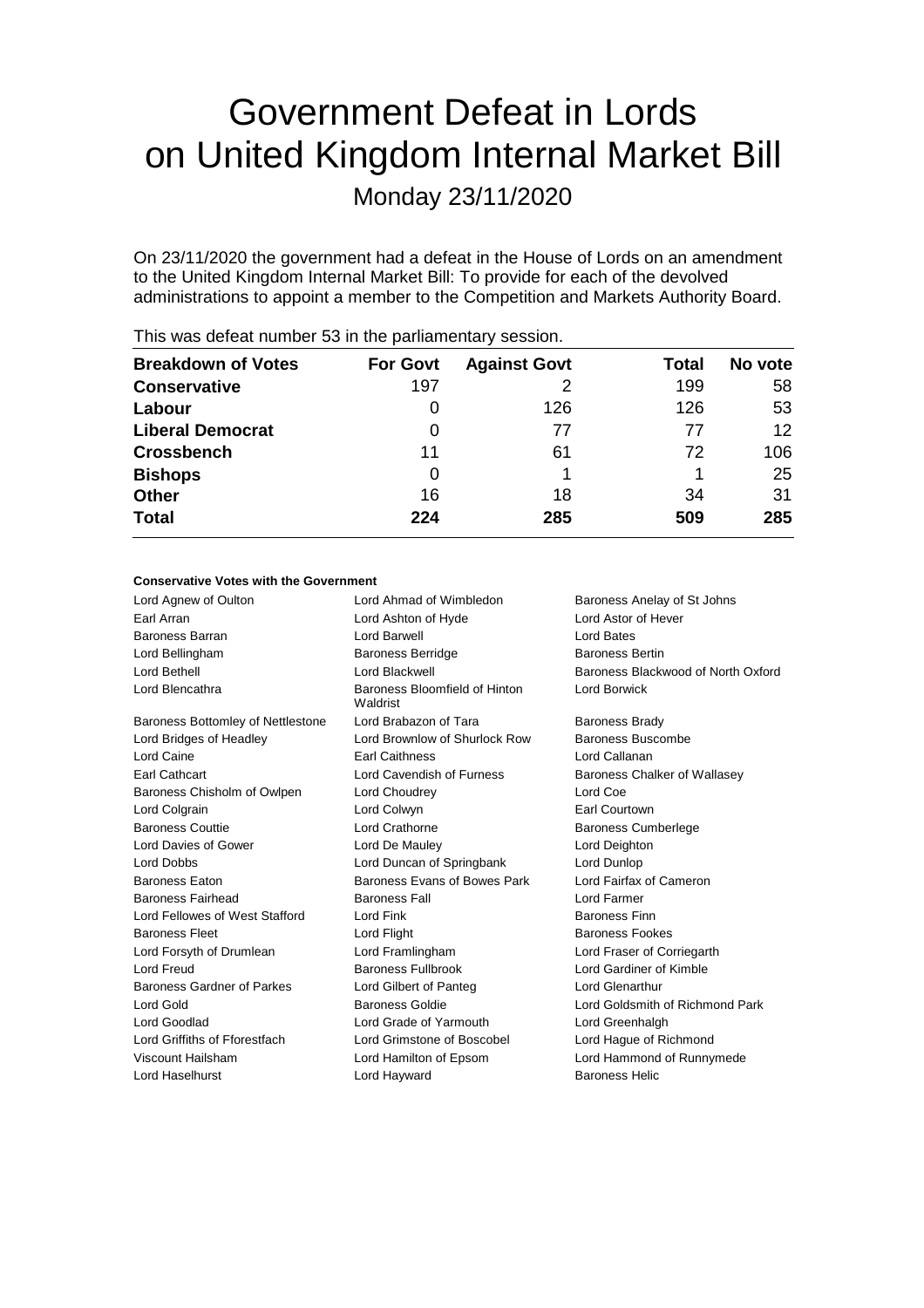# Government Defeat in Lords on United Kingdom Internal Market Bill

Monday 23/11/2020

On 23/11/2020 the government had a defeat in the House of Lords on an amendment to the United Kingdom Internal Market Bill: To provide for each of the devolved administrations to appoint a member to the Competition and Markets Authority Board.

This was defeat number 53 in the parliamentary session.

| Breakdown of Votes | For Govt | Against Govt | Total | No vote |
|---|---|---|---|---|
| **Conservative** | 197 | 2 | 199 | 58 |
| **Labour** | 0 | 126 | 126 | 53 |
| **Liberal Democrat** | 0 | 77 | 77 | 12 |
| **Crossbench** | 11 | 61 | 72 | 106 |
| **Bishops** | 0 | 1 | 1 | 25 |
| **Other** | 16 | 18 | 34 | 31 |
| **Total** | **224** | **285** | **509** | **285** |

**Conservative Votes with the Government**

| | | |
|---|---|---|
| Lord Agnew of Oulton | Lord Ahmad of Wimbledon | Baroness Anelay of St Johns |
| Earl Arran | Lord Ashton of Hyde | Lord Astor of Hever |
| Baroness Barran | Lord Barwell | Lord Bates |
| Lord Bellingham | Baroness Berridge | Baroness Bertin |
| Lord Bethell | Lord Blackwell | Baroness Blackwood of North Oxford |
| Lord Blencathra | Baroness Bloomfield of Hinton Waldrist | Lord Borwick |
| Baroness Bottomley of Nettlestone | Lord Brabazon of Tara | Baroness Brady |
| Lord Bridges of Headley | Lord Brownlow of Shurlock Row | Baroness Buscombe |
| Lord Caine | Earl Caithness | Lord Callanan |
| Earl Cathcart | Lord Cavendish of Furness | Baroness Chalker of Wallasey |
| Baroness Chisholm of Owlpen | Lord Choudrey | Lord Coe |
| Lord Colgrain | Lord Colwyn | Earl Courtown |
| Baroness Couttie | Lord Crathorne | Baroness Cumberlege |
| Lord Davies of Gower | Lord De Mauley | Lord Deighton |
| Lord Dobbs | Lord Duncan of Springbank | Lord Dunlop |
| Baroness Eaton | Baroness Evans of Bowes Park | Lord Fairfax of Cameron |
| Baroness Fairhead | Baroness Fall | Lord Farmer |
| Lord Fellowes of West Stafford | Lord Fink | Baroness Finn |
| Baroness Fleet | Lord Flight | Baroness Fookes |
| Lord Forsyth of Drumlean | Lord Framlingham | Lord Fraser of Corriegarth |
| Lord Freud | Baroness Fullbrook | Lord Gardiner of Kimble |
| Baroness Gardner of Parkes | Lord Gilbert of Panteg | Lord Glenarthur |
| Lord Gold | Baroness Goldie | Lord Goldsmith of Richmond Park |
| Lord Goodlad | Lord Grade of Yarmouth | Lord Greenhalgh |
| Lord Griffiths of Fforestfach | Lord Grimstone of Boscobel | Lord Hague of Richmond |
| Viscount Hailsham | Lord Hamilton of Epsom | Lord Hammond of Runnymede |
| Lord Haselhurst | Lord Hayward | Baroness Helic |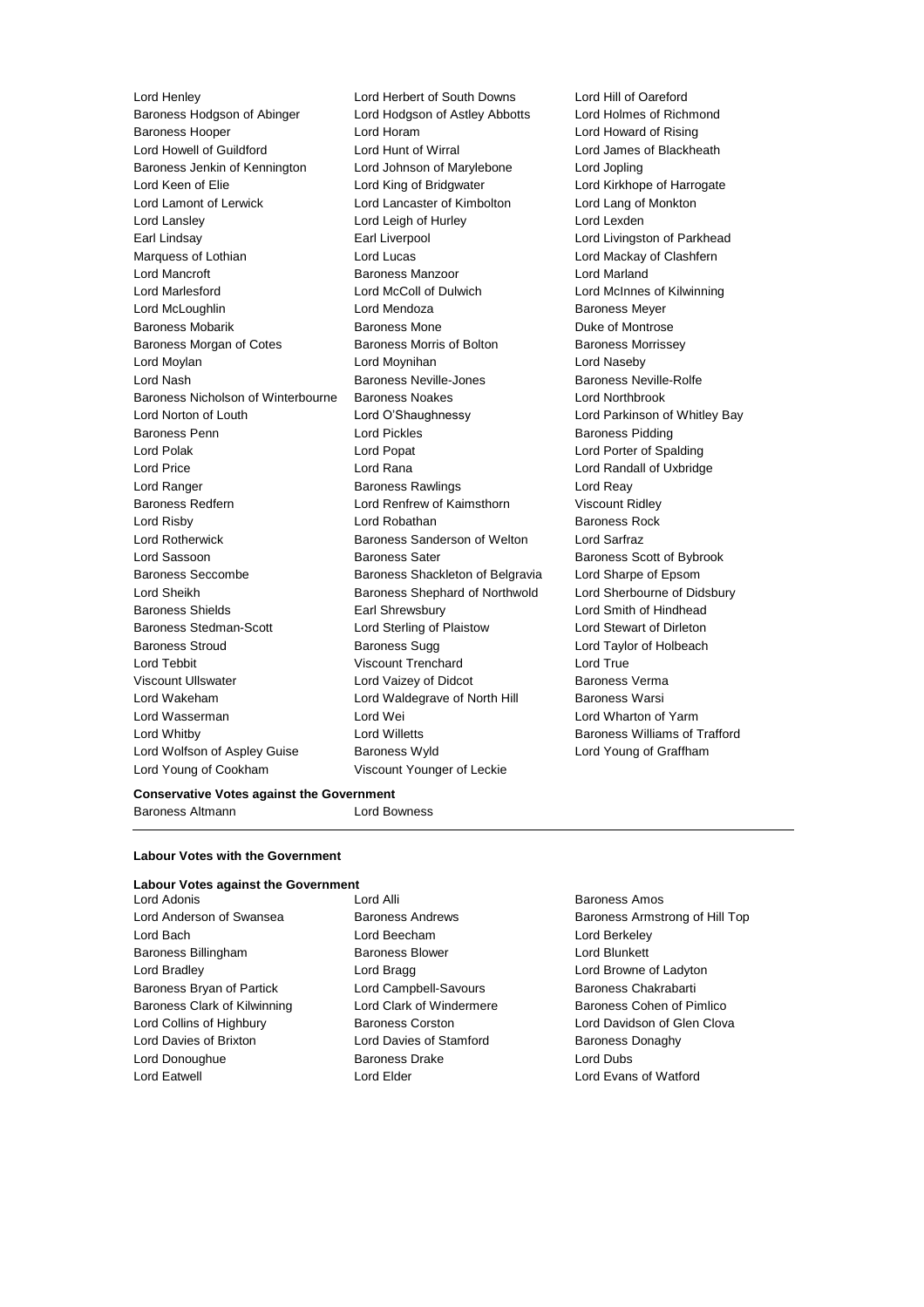Lord Henley
Lord Herbert of South Downs
Lord Hill of Oareford
Baroness Hodgson of Abinger
Lord Hodgson of Astley Abbotts
Lord Holmes of Richmond
Baroness Hooper
Lord Horam
Lord Howard of Rising
Lord Howell of Guildford
Lord Hunt of Wirral
Lord James of Blackheath
Baroness Jenkin of Kennington
Lord Johnson of Marylebone
Lord Jopling
Lord Keen of Elie
Lord King of Bridgwater
Lord Kirkhope of Harrogate
Lord Lamont of Lerwick
Lord Lancaster of Kimbolton
Lord Lang of Monkton
Lord Lansley
Lord Leigh of Hurley
Lord Lexden
Earl Lindsay
Earl Liverpool
Lord Livingston of Parkhead
Marquess of Lothian
Lord Lucas
Lord Mackay of Clashfern
Lord Mancroft
Baroness Manzoor
Lord Marland
Lord Marlesford
Lord McColl of Dulwich
Lord McInnes of Kilwinning
Lord McLoughlin
Lord Mendoza
Baroness Meyer
Baroness Mobarik
Baroness Mone
Duke of Montrose
Baroness Morgan of Cotes
Baroness Morris of Bolton
Baroness Morrissey
Lord Moylan
Lord Moynihan
Lord Naseby
Lord Nash
Baroness Neville-Jones
Baroness Neville-Rolfe
Baroness Nicholson of Winterbourne
Baroness Noakes
Lord Northbrook
Lord Norton of Louth
Lord O'Shaughnessy
Lord Parkinson of Whitley Bay
Baroness Penn
Lord Pickles
Baroness Pidding
Lord Polak
Lord Popat
Lord Porter of Spalding
Lord Price
Lord Rana
Lord Randall of Uxbridge
Lord Ranger
Baroness Rawlings
Lord Reay
Baroness Redfern
Lord Renfrew of Kaimsthorn
Viscount Ridley
Lord Risby
Lord Robathan
Baroness Rock
Lord Rotherwick
Baroness Sanderson of Welton
Lord Sarfraz
Lord Sassoon
Baroness Sater
Baroness Scott of Bybrook
Baroness Seccombe
Baroness Shackleton of Belgravia
Lord Sharpe of Epsom
Lord Sheikh
Baroness Shephard of Northwold
Lord Sherbourne of Didsbury
Baroness Shields
Earl Shrewsbury
Lord Smith of Hindhead
Baroness Stedman-Scott
Lord Sterling of Plaistow
Lord Stewart of Dirleton
Baroness Stroud
Baroness Sugg
Lord Taylor of Holbeach
Lord Tebbit
Viscount Trenchard
Lord True
Viscount Ullswater
Lord Vaizey of Didcot
Baroness Verma
Lord Wakeham
Lord Waldegrave of North Hill
Baroness Warsi
Lord Wasserman
Lord Wei
Lord Wharton of Yarm
Lord Whitby
Lord Willetts
Baroness Williams of Trafford
Lord Wolfson of Aspley Guise
Baroness Wyld
Lord Young of Graffham
Lord Young of Cookham
Viscount Younger of Leckie

**Conservative Votes against the Government**

Baroness Altmann
Lord Bowness

**Labour Votes with the Government**

**Labour Votes against the Government**

Lord Adonis
Lord Alli
Baroness Amos
Lord Anderson of Swansea
Baroness Andrews
Baroness Armstrong of Hill Top
Lord Bach
Lord Beecham
Lord Berkeley
Baroness Billingham
Baroness Blower
Lord Blunkett
Lord Bradley
Lord Bragg
Lord Browne of Ladyton
Baroness Bryan of Partick
Lord Campbell-Savours
Baroness Chakrabarti
Baroness Clark of Kilwinning
Lord Clark of Windermere
Baroness Cohen of Pimlico
Lord Collins of Highbury
Baroness Corston
Lord Davidson of Glen Clova
Lord Davies of Brixton
Lord Davies of Stamford
Baroness Donaghy
Lord Donoughue
Baroness Drake
Lord Dubs
Lord Eatwell
Lord Elder
Lord Evans of Watford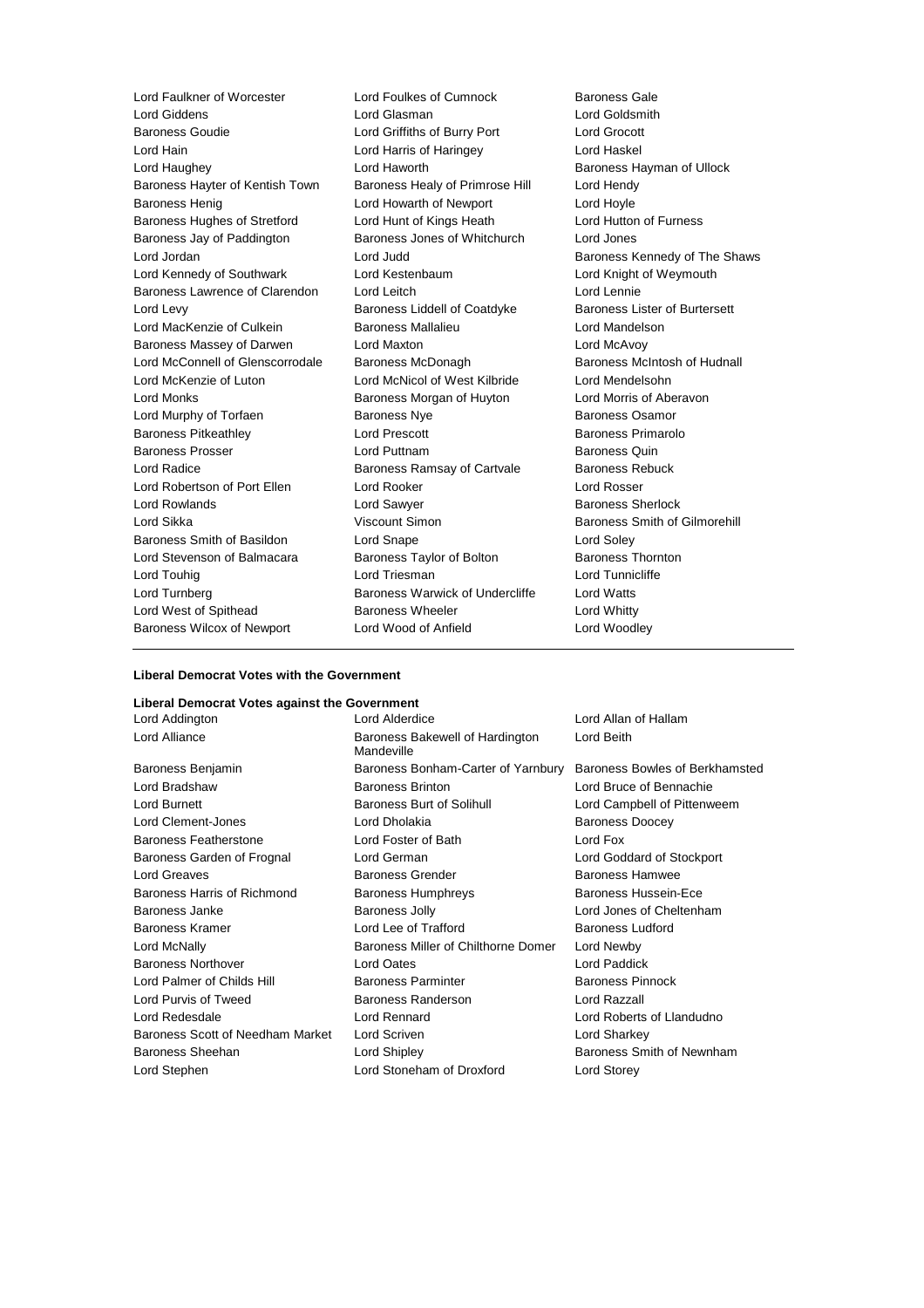Lord Faulkner of Worcester
Lord Foulkes of Cumnock
Baroness Gale
Lord Giddens
Lord Glasman
Lord Goldsmith
Baroness Goudie
Lord Griffiths of Burry Port
Lord Grocott
Lord Hain
Lord Harris of Haringey
Lord Haskel
Lord Haughey
Lord Haworth
Baroness Hayman of Ullock
Baroness Hayter of Kentish Town
Baroness Healy of Primrose Hill
Lord Hendy
Baroness Henig
Lord Howarth of Newport
Lord Hoyle
Baroness Hughes of Stretford
Lord Hunt of Kings Heath
Lord Hutton of Furness
Baroness Jay of Paddington
Baroness Jones of Whitchurch
Lord Jones
Lord Jordan
Lord Judd
Baroness Kennedy of The Shaws
Lord Kennedy of Southwark
Lord Kestenbaum
Lord Knight of Weymouth
Baroness Lawrence of Clarendon
Lord Leitch
Lord Lennie
Lord Levy
Baroness Liddell of Coatdyke
Baroness Lister of Burtersett
Lord MacKenzie of Culkein
Baroness Mallalieu
Lord Mandelson
Baroness Massey of Darwen
Lord Maxton
Lord McAvoy
Lord McConnell of Glenscorrodale
Baroness McDonagh
Baroness McIntosh of Hudnall
Lord McKenzie of Luton
Lord McNicol of West Kilbride
Lord Mendelsohn
Lord Monks
Baroness Morgan of Huyton
Lord Morris of Aberavon
Lord Murphy of Torfaen
Baroness Nye
Baroness Osamor
Baroness Pitkeathley
Lord Prescott
Baroness Primarolo
Baroness Prosser
Lord Puttnam
Baroness Quin
Lord Radice
Baroness Ramsay of Cartvale
Baroness Rebuck
Lord Robertson of Port Ellen
Lord Rooker
Lord Rosser
Lord Rowlands
Lord Sawyer
Baroness Sherlock
Lord Sikka
Viscount Simon
Baroness Smith of Gilmorehill
Baroness Smith of Basildon
Lord Snape
Lord Soley
Lord Stevenson of Balmacara
Baroness Taylor of Bolton
Baroness Thornton
Lord Touhig
Lord Triesman
Lord Tunnicliffe
Lord Turnberg
Baroness Warwick of Undercliffe
Lord Watts
Lord West of Spithead
Baroness Wheeler
Lord Whitty
Baroness Wilcox of Newport
Lord Wood of Anfield
Lord Woodley

---

**Liberal Democrat Votes with the Government**

**Liberal Democrat Votes against the Government**

Lord Addington
Lord Alderdice
Lord Allan of Hallam
Lord Alliance
Baroness Bakewell of Hardington Mandeville
Lord Beith
Baroness Benjamin
Baroness Bonham-Carter of Yarnbury
Baroness Bowles of Berkhamsted
Lord Bradshaw
Baroness Brinton
Lord Bruce of Bennachie
Lord Burnett
Baroness Burt of Solihull
Lord Campbell of Pittenweem
Lord Clement-Jones
Lord Dholakia
Baroness Doocey
Baroness Featherstone
Lord Foster of Bath
Lord Fox
Baroness Garden of Frognal
Lord German
Lord Goddard of Stockport
Lord Greaves
Baroness Grender
Baroness Hamwee
Baroness Harris of Richmond
Baroness Humphreys
Baroness Hussein-Ece
Baroness Janke
Baroness Jolly
Lord Jones of Cheltenham
Baroness Kramer
Lord Lee of Trafford
Baroness Ludford
Lord McNally
Baroness Miller of Chilthorne Domer
Lord Newby
Baroness Northover
Lord Oates
Lord Paddick
Lord Palmer of Childs Hill
Baroness Parminter
Baroness Pinnock
Lord Purvis of Tweed
Baroness Randerson
Lord Razzall
Lord Redesdale
Lord Rennard
Lord Roberts of Llandudno
Baroness Scott of Needham Market
Lord Scriven
Lord Sharkey
Baroness Sheehan
Lord Shipley
Baroness Smith of Newnham
Lord Stephen
Lord Stoneham of Droxford
Lord Storey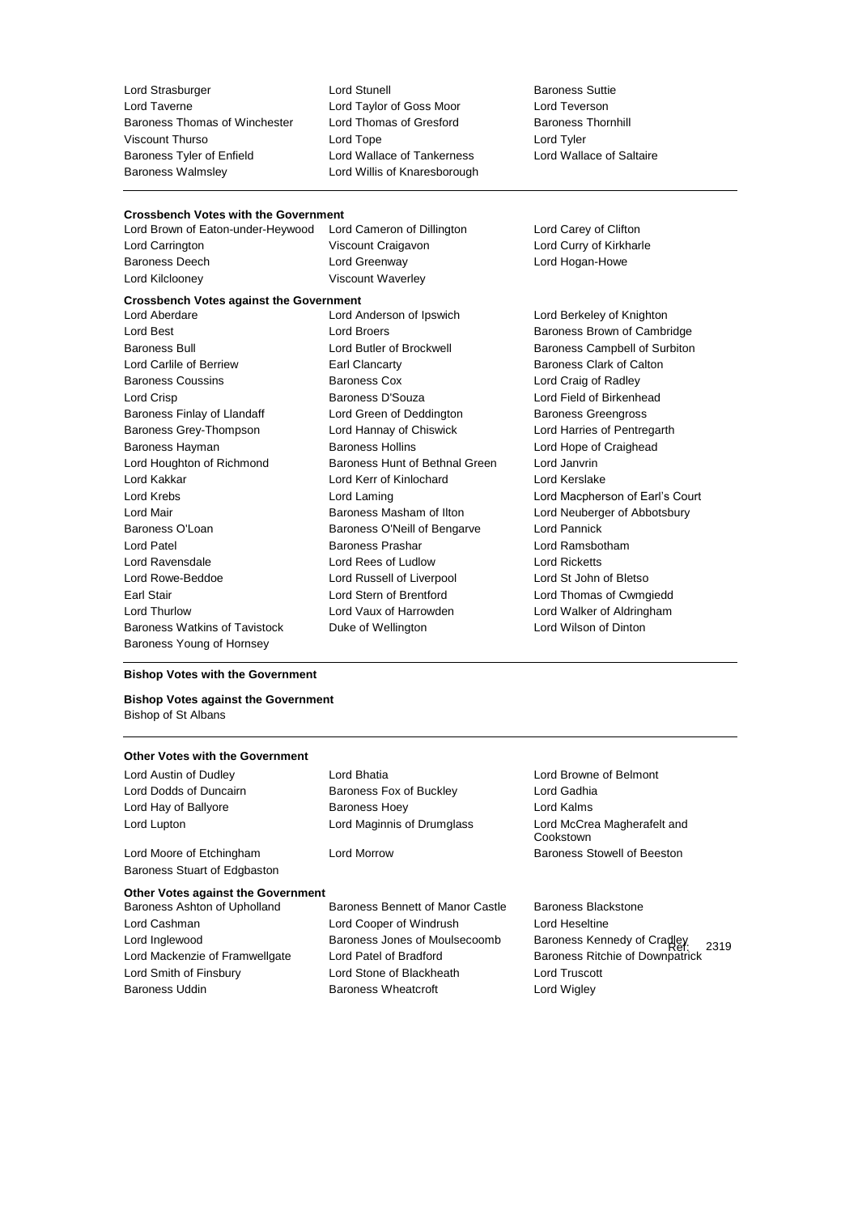Lord Strasburger
Lord Stunell
Baroness Suttie
Lord Taverne
Lord Taylor of Goss Moor
Lord Teverson
Baroness Thomas of Winchester
Lord Thomas of Gresford
Baroness Thornhill
Viscount Thurso
Lord Tope
Lord Tyler
Baroness Tyler of Enfield
Lord Wallace of Tankerness
Lord Wallace of Saltaire
Baroness Walmsley
Lord Willis of Knaresborough

**Crossbench Votes with the Government**

Lord Brown of Eaton-under-Heywood
Lord Cameron of Dillington
Lord Carey of Clifton
Lord Carrington
Viscount Craigavon
Lord Curry of Kirkharle
Baroness Deech
Lord Greenway
Lord Hogan-Howe
Lord Kilclooney
Viscount Waverley

**Crossbench Votes against the Government**

Lord Aberdare
Lord Anderson of Ipswich
Lord Berkeley of Knighton
Lord Best
Lord Broers
Baroness Brown of Cambridge
Baroness Bull
Lord Butler of Brockwell
Baroness Campbell of Surbiton
Lord Carlile of Berriew
Earl Clancarty
Baroness Clark of Calton
Baroness Coussins
Baroness Cox
Lord Craig of Radley
Lord Crisp
Baroness D'Souza
Lord Field of Birkenhead
Baroness Finlay of Llandaff
Lord Green of Deddington
Baroness Greengross
Baroness Grey-Thompson
Lord Hannay of Chiswick
Lord Harries of Pentregarth
Baroness Hayman
Baroness Hollins
Lord Hope of Craighead
Lord Houghton of Richmond
Baroness Hunt of Bethnal Green
Lord Janvrin
Lord Kakkar
Lord Kerr of Kinlochard
Lord Kerslake
Lord Krebs
Lord Laming
Lord Macpherson of Earl's Court
Lord Mair
Baroness Masham of Ilton
Lord Neuberger of Abbotsbury
Baroness O'Loan
Baroness O'Neill of Bengarve
Lord Pannick
Lord Patel
Baroness Prashar
Lord Ramsbotham
Lord Ravensdale
Lord Rees of Ludlow
Lord Ricketts
Lord Rowe-Beddoe
Lord Russell of Liverpool
Lord St John of Bletso
Earl Stair
Lord Stern of Brentford
Lord Thomas of Cwmgiedd
Lord Thurlow
Lord Vaux of Harrowden
Lord Walker of Aldringham
Baroness Watkins of Tavistock
Duke of Wellington
Lord Wilson of Dinton
Baroness Young of Hornsey

**Bishop Votes with the Government**

**Bishop Votes against the Government**

Bishop of St Albans

**Other Votes with the Government**

Lord Austin of Dudley
Lord Bhatia
Lord Browne of Belmont
Lord Dodds of Duncairn
Baroness Fox of Buckley
Lord Gadhia
Lord Hay of Ballyore
Baroness Hoey
Lord Kalms
Lord Lupton
Lord Maginnis of Drumglass
Lord McCrea Magherafelt and Cookstown
Lord Moore of Etchingham
Lord Morrow
Baroness Stowell of Beeston
Baroness Stuart of Edgbaston

**Other Votes against the Government**

Baroness Ashton of Upholland
Baroness Bennett of Manor Castle
Baroness Blackstone
Lord Cashman
Lord Cooper of Windrush
Lord Heseltine
Lord Inglewood
Baroness Jones of Moulsecoomb
Baroness Kennedy of Cradley
Lord Mackenzie of Framwellgate
Lord Patel of Bradford
Baroness Ritchie of Downpatrick
Lord Smith of Finsbury
Lord Stone of Blackheath
Lord Truscott
Baroness Uddin
Baroness Wheatcroft
Lord Wigley

Ref: 2319